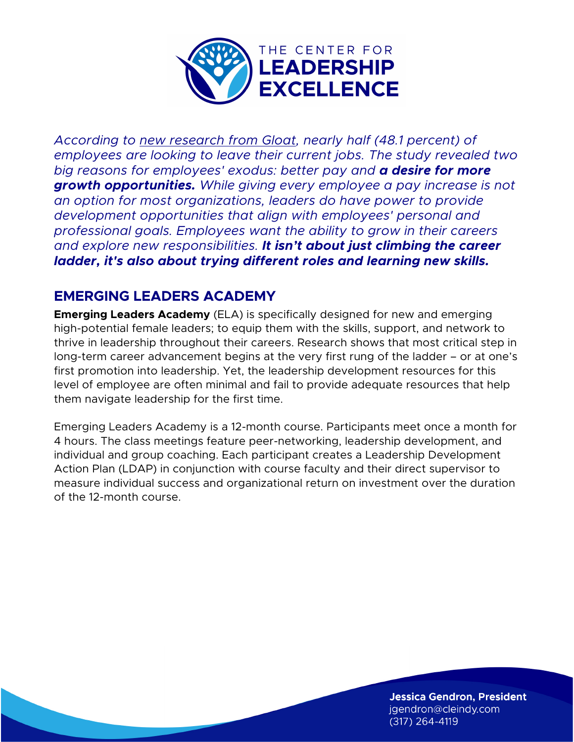# THE CENTER FOR LEADERSHIP EXCELLENCE

*According to new research from Gloat, nearly half (48.1 percent) of employees are looking to leave their current jobs. The study revealed two big reasons for employees' exodus: better pay and **a desire for more growth opportunities.** While giving every employee a pay increase is not an option for most organizations, leaders do have power to provide development opportunities that align with employees' personal and professional goals. Employees want the ability to grow in their careers and explore new responsibilities. **It isn't about just climbing the career ladder, it's also about trying different roles and learning new skills.***

## EMERGING LEADERS ACADEMY

**Emerging Leaders Academy** (ELA) is specifically designed for new and emerging high-potential female leaders; to equip them with the skills, support, and network to thrive in leadership throughout their careers. Research shows that most critical step in long-term career advancement begins at the very first rung of the ladder – or at one's first promotion into leadership. Yet, the leadership development resources for this level of employee are often minimal and fail to provide adequate resources that help them navigate leadership for the first time.

Emerging Leaders Academy is a 12-month course. Participants meet once a month for 4 hours. The class meetings feature peer-networking, leadership development, and individual and group coaching. Each participant creates a Leadership Development Action Plan (LDAP) in conjunction with course faculty and their direct supervisor to measure individual success and organizational return on investment over the duration of the 12-month course.

**Jessica Gendron, President**
jgendron@cleindy.com
(317) 264-4119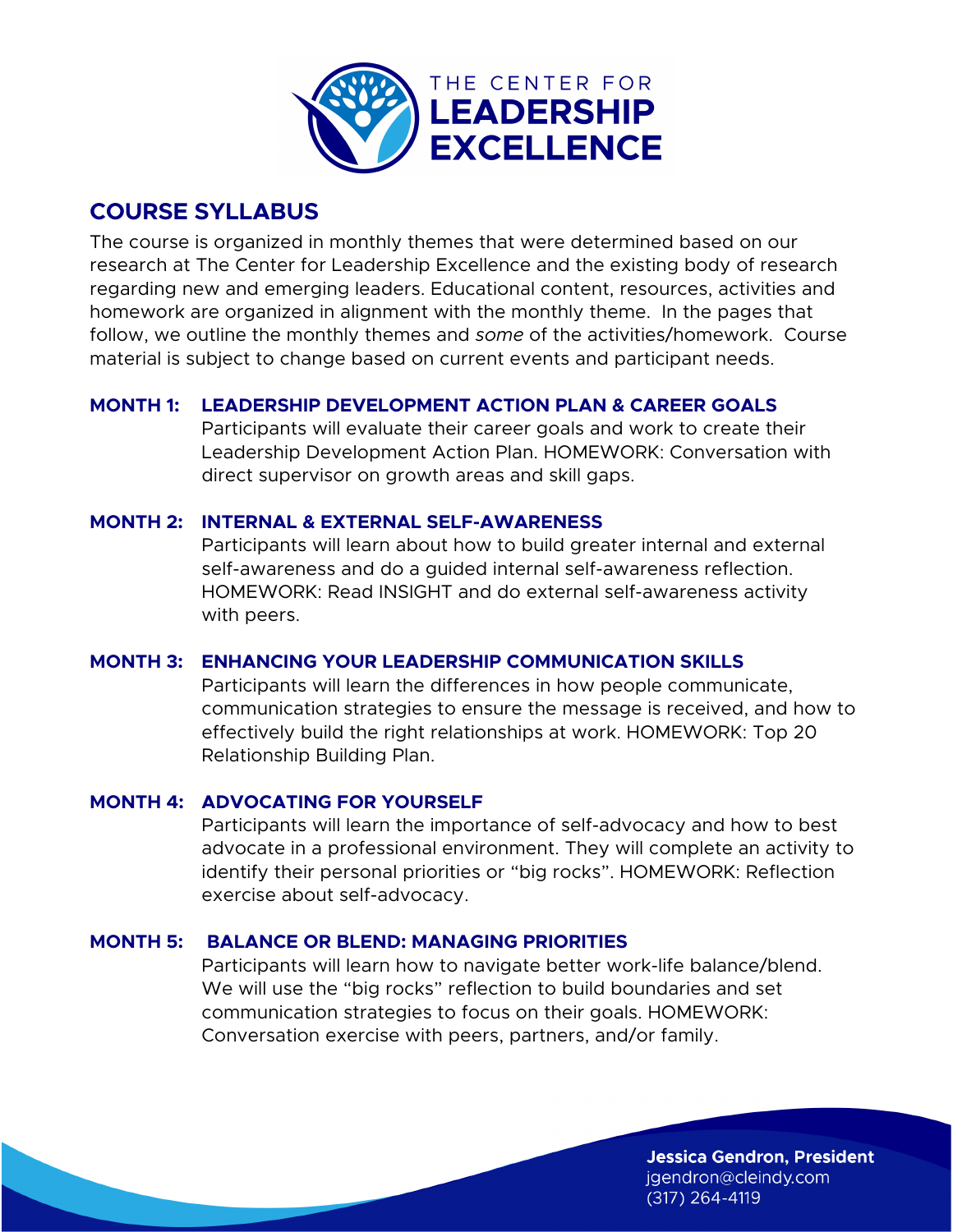THE CENTER FOR
**LEADERSHIP EXCELLENCE**

## COURSE SYLLABUS

The course is organized in monthly themes that were determined based on our research at The Center for Leadership Excellence and the existing body of research regarding new and emerging leaders. Educational content, resources, activities and homework are organized in alignment with the monthly theme. In the pages that follow, we outline the monthly themes and *some* of the activities/homework. Course material is subject to change based on current events and participant needs.

### MONTH 1: LEADERSHIP DEVELOPMENT ACTION PLAN & CAREER GOALS

Participants will evaluate their career goals and work to create their Leadership Development Action Plan. HOMEWORK: Conversation with direct supervisor on growth areas and skill gaps.

### MONTH 2: INTERNAL & EXTERNAL SELF-AWARENESS

Participants will learn about how to build greater internal and external self-awareness and do a guided internal self-awareness reflection. HOMEWORK: Read INSIGHT and do external self-awareness activity with peers.

### MONTH 3: ENHANCING YOUR LEADERSHIP COMMUNICATION SKILLS

Participants will learn the differences in how people communicate, communication strategies to ensure the message is received, and how to effectively build the right relationships at work. HOMEWORK: Top 20 Relationship Building Plan.

### MONTH 4: ADVOCATING FOR YOURSELF

Participants will learn the importance of self-advocacy and how to best advocate in a professional environment. They will complete an activity to identify their personal priorities or "big rocks". HOMEWORK: Reflection exercise about self-advocacy.

### MONTH 5: BALANCE OR BLEND: MANAGING PRIORITIES

Participants will learn how to navigate better work-life balance/blend. We will use the "big rocks" reflection to build boundaries and set communication strategies to focus on their goals. HOMEWORK: Conversation exercise with peers, partners, and/or family.

**Jessica Gendron, President**
jgendron@cleindy.com
(317) 264-4119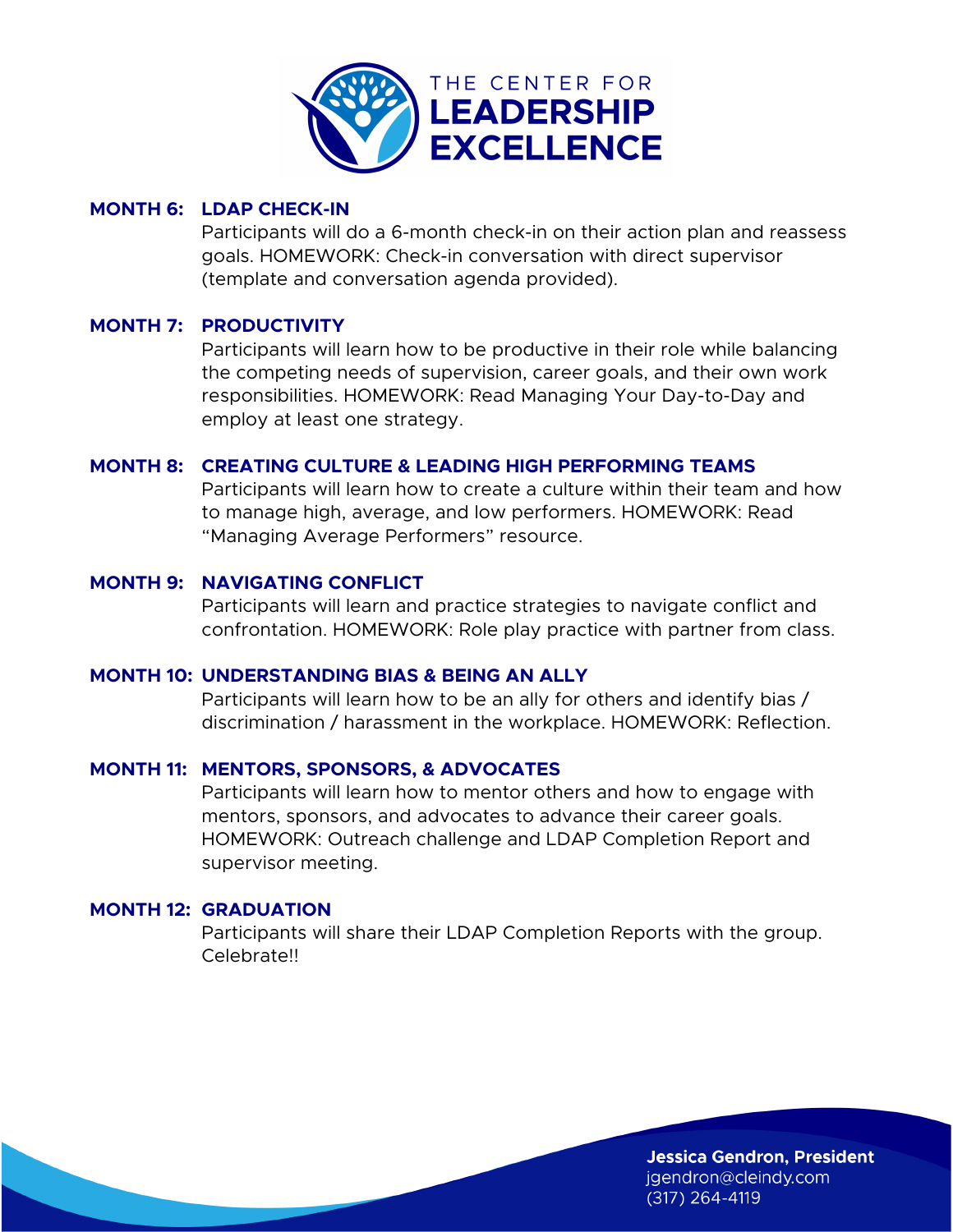## MONTH 6: LDAP CHECK-IN

Participants will do a 6-month check-in on their action plan and reassess goals. HOMEWORK: Check-in conversation with direct supervisor (template and conversation agenda provided).

## MONTH 7: PRODUCTIVITY

Participants will learn how to be productive in their role while balancing the competing needs of supervision, career goals, and their own work responsibilities. HOMEWORK: Read Managing Your Day-to-Day and employ at least one strategy.

## MONTH 8: CREATING CULTURE & LEADING HIGH PERFORMING TEAMS

Participants will learn how to create a culture within their team and how to manage high, average, and low performers. HOMEWORK: Read "Managing Average Performers" resource.

## MONTH 9: NAVIGATING CONFLICT

Participants will learn and practice strategies to navigate conflict and confrontation. HOMEWORK: Role play practice with partner from class.

## MONTH 10: UNDERSTANDING BIAS & BEING AN ALLY

Participants will learn how to be an ally for others and identify bias / discrimination / harassment in the workplace. HOMEWORK: Reflection.

## MONTH 11: MENTORS, SPONSORS, & ADVOCATES

Participants will learn how to mentor others and how to engage with mentors, sponsors, and advocates to advance their career goals. HOMEWORK: Outreach challenge and LDAP Completion Report and supervisor meeting.

## MONTH 12: GRADUATION

Participants will share their LDAP Completion Reports with the group. Celebrate!!

**Jessica Gendron, President**
jgendron@cleindy.com
(317) 264-4119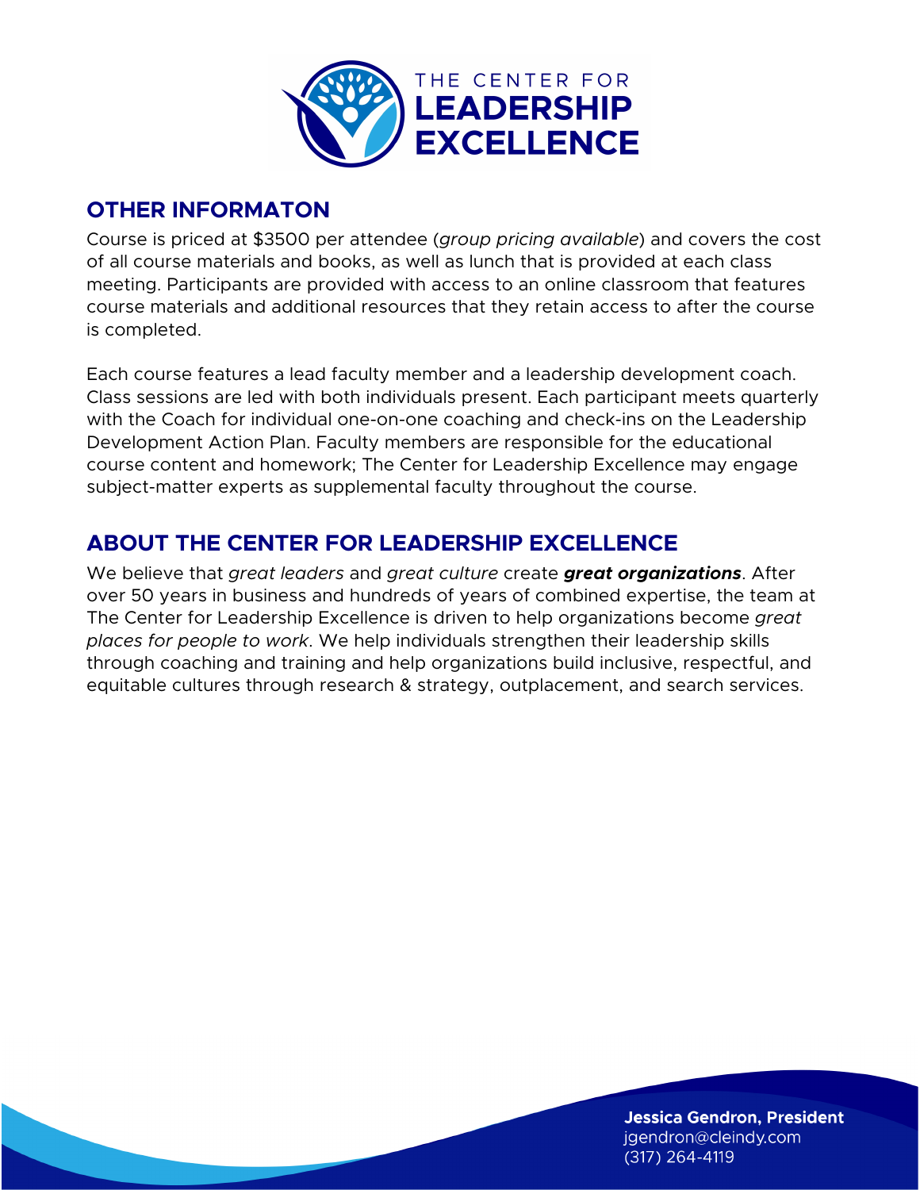THE CENTER FOR **LEADERSHIP EXCELLENCE**

## OTHER INFORMATON

Course is priced at $3500 per attendee (*group pricing available*) and covers the cost of all course materials and books, as well as lunch that is provided at each class meeting. Participants are provided with access to an online classroom that features course materials and additional resources that they retain access to after the course is completed.

Each course features a lead faculty member and a leadership development coach. Class sessions are led with both individuals present. Each participant meets quarterly with the Coach for individual one-on-one coaching and check-ins on the Leadership Development Action Plan. Faculty members are responsible for the educational course content and homework; The Center for Leadership Excellence may engage subject-matter experts as supplemental faculty throughout the course.

## ABOUT THE CENTER FOR LEADERSHIP EXCELLENCE

We believe that *great leaders* and *great culture* create ***great organizations***. After over 50 years in business and hundreds of years of combined expertise, the team at The Center for Leadership Excellence is driven to help organizations become *great places for people to work*. We help individuals strengthen their leadership skills through coaching and training and help organizations build inclusive, respectful, and equitable cultures through research & strategy, outplacement, and search services.

**Jessica Gendron, President**
jgendron@cleindy.com
(317) 264-4119